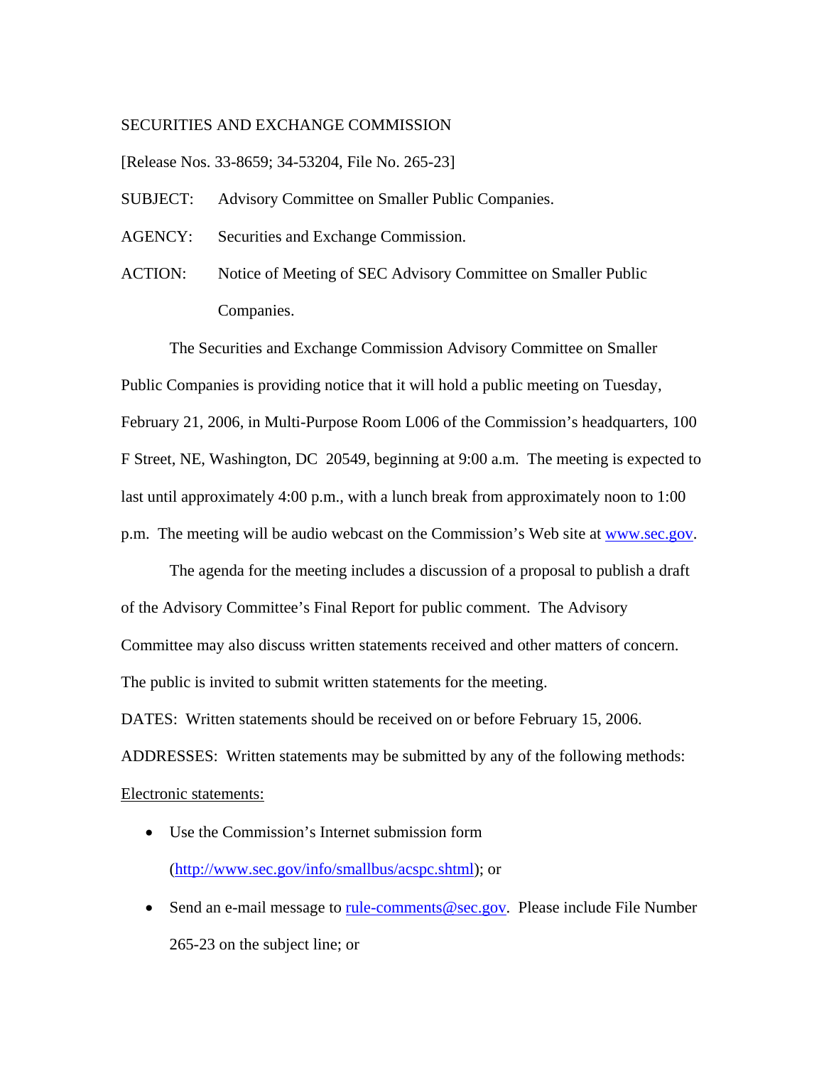SECURITIES AND EXCHANGE COMMISSION

[Release Nos. 33-8659; 34-53204, File No. 265-23]

SUBJECT: Advisory Committee on Smaller Public Companies.

AGENCY: Securities and Exchange Commission.

ACTION: Notice of Meeting of SEC Advisory Committee on Smaller Public Companies.

The Securities and Exchange Commission Advisory Committee on Smaller Public Companies is providing notice that it will hold a public meeting on Tuesday, February 21, 2006, in Multi-Purpose Room L006 of the Commission's headquarters, 100 F Street, NE, Washington, DC 20549, beginning at 9:00 a.m. The meeting is expected to last until approximately 4:00 p.m., with a lunch break from approximately noon to 1:00 p.m. The meeting will be audio webcast on the Commission's Web site at [www.sec.gov](http://www.sec.gov).

The agenda for the meeting includes a discussion of a proposal to publish a draft of the Advisory Committee's Final Report for public comment. The Advisory Committee may also discuss written statements received and other matters of concern. The public is invited to submit written statements for the meeting.

DATES: Written statements should be received on or before February 15, 2006.

ADDRESSES: Written statements may be submitted by any of the following methods:

Electronic statements:

- Use the Commission's Internet submission form ([http://www.sec.gov/info/smallbus/acspc.shtml](http://www.sec.gov/info/smallbus/acspc.shtml)); or
- Send an e-mail message to [rule-comments@sec.gov](mailto:rule-comments@sec.gov). Please include File Number 265-23 on the subject line; or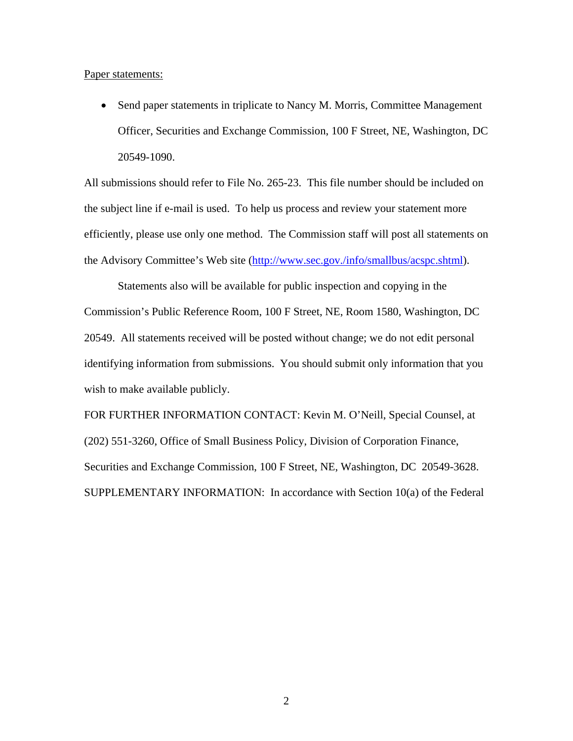Paper statements:

- Send paper statements in triplicate to Nancy M. Morris, Committee Management Officer, Securities and Exchange Commission, 100 F Street, NE, Washington, DC 20549-1090.

All submissions should refer to File No. 265-23. This file number should be included on the subject line if e-mail is used. To help us process and review your statement more efficiently, please use only one method. The Commission staff will post all statements on the Advisory Committee's Web site (http://www.sec.gov./info/smallbus/acspc.shtml).

Statements also will be available for public inspection and copying in the Commission's Public Reference Room, 100 F Street, NE, Room 1580, Washington, DC 20549. All statements received will be posted without change; we do not edit personal identifying information from submissions. You should submit only information that you wish to make available publicly.

FOR FURTHER INFORMATION CONTACT: Kevin M. O'Neill, Special Counsel, at (202) 551-3260, Office of Small Business Policy, Division of Corporation Finance, Securities and Exchange Commission, 100 F Street, NE, Washington, DC 20549-3628.

SUPPLEMENTARY INFORMATION: In accordance with Section 10(a) of the Federal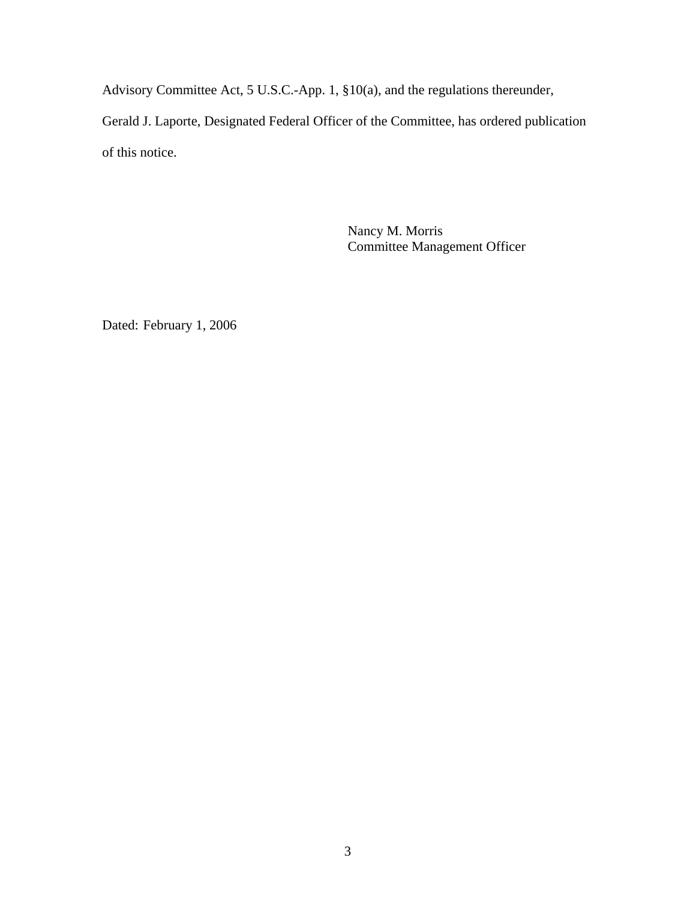Advisory Committee Act, 5 U.S.C.-App. 1, §10(a), and the regulations thereunder, Gerald J. Laporte, Designated Federal Officer of the Committee, has ordered publication of this notice.

Nancy M. Morris  
Committee Management Officer

Dated: February 1, 2006